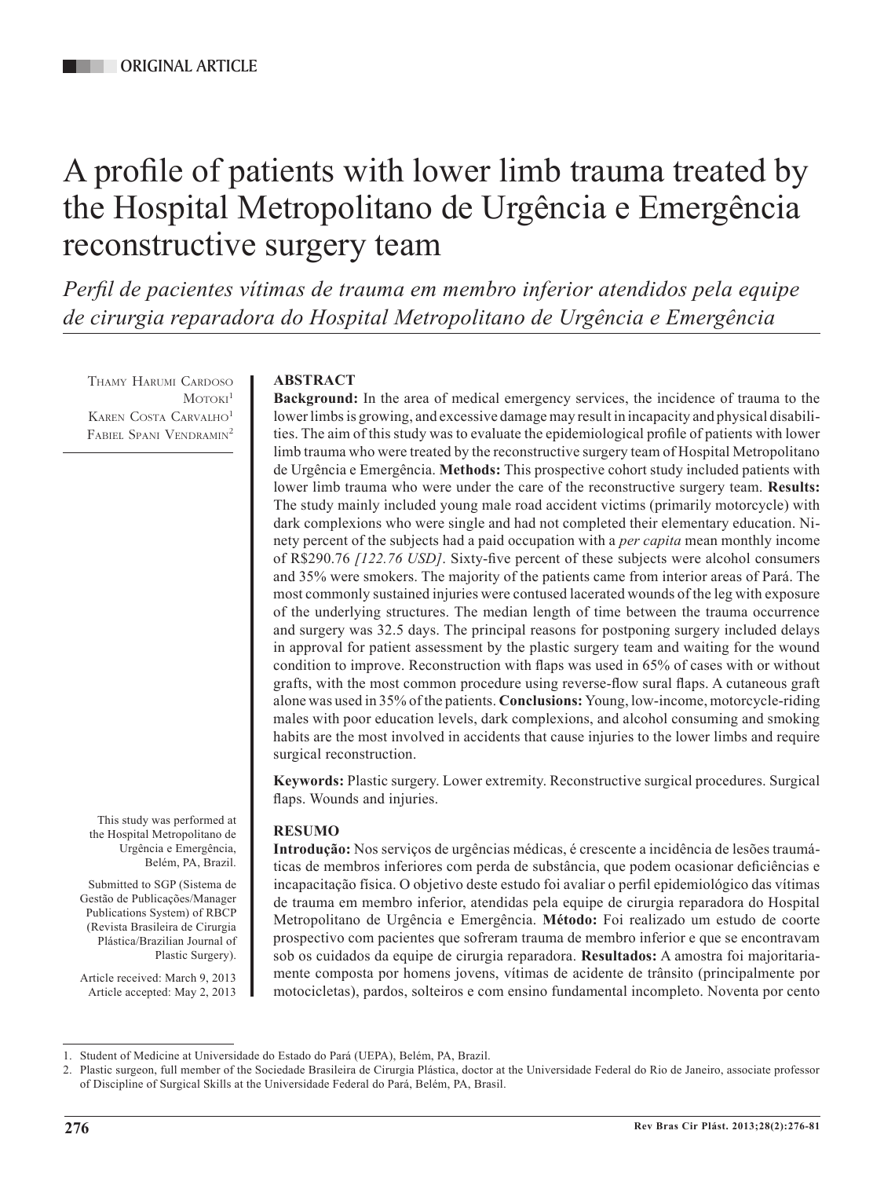ORIGINAL ARTICLE

# A profile of patients with lower limb trauma treated by the Hospital Metropolitano de Urgência e Emergência reconstructive surgery team

*Perfil de pacientes vítimas de trauma em membro inferior atendidos pela equipe de cirurgia reparadora do Hospital Metropolitano de Urgência e Emergência*

Thamy Harumi Cardoso Motoki[1]
Karen Costa Carvalho[1]
Fabiel Spani Vendramin[2]

This study was performed at the Hospital Metropolitano de Urgência e Emergência, Belém, PA, Brazil.

Submitted to SGP (Sistema de Gestão de Publicações/Manager Publications System) of RBCP (Revista Brasileira de Cirurgia Plástica/Brazilian Journal of Plastic Surgery).

Article received: March 9, 2013
Article accepted: May 2, 2013

## ABSTRACT

**Background:** In the area of medical emergency services, the incidence of trauma to the lower limbs is growing, and excessive damage may result in incapacity and physical disabilities. The aim of this study was to evaluate the epidemiological profile of patients with lower limb trauma who were treated by the reconstructive surgery team of Hospital Metropolitano de Urgência e Emergência. **Methods:** This prospective cohort study included patients with lower limb trauma who were under the care of the reconstructive surgery team. **Results:** The study mainly included young male road accident victims (primarily motorcycle) with dark complexions who were single and had not completed their elementary education. Ninety percent of the subjects had a paid occupation with a *per capita* mean monthly income of R$290.76 *[122.76 USD]*. Sixty-five percent of these subjects were alcohol consumers and 35% were smokers. The majority of the patients came from interior areas of Pará. The most commonly sustained injuries were contused lacerated wounds of the leg with exposure of the underlying structures. The median length of time between the trauma occurrence and surgery was 32.5 days. The principal reasons for postponing surgery included delays in approval for patient assessment by the plastic surgery team and waiting for the wound condition to improve. Reconstruction with flaps was used in 65% of cases with or without grafts, with the most common procedure using reverse-flow sural flaps. A cutaneous graft alone was used in 35% of the patients. **Conclusions:** Young, low-income, motorcycle-riding males with poor education levels, dark complexions, and alcohol consuming and smoking habits are the most involved in accidents that cause injuries to the lower limbs and require surgical reconstruction.

**Keywords:** Plastic surgery. Lower extremity. Reconstructive surgical procedures. Surgical flaps. Wounds and injuries.

## RESUMO

**Introdução:** Nos serviços de urgências médicas, é crescente a incidência de lesões traumáticas de membros inferiores com perda de substância, que podem ocasionar deficiências e incapacitação física. O objetivo deste estudo foi avaliar o perfil epidemiológico das vítimas de trauma em membro inferior, atendidas pela equipe de cirurgia reparadora do Hospital Metropolitano de Urgência e Emergência. **Método:** Foi realizado um estudo de coorte prospectivo com pacientes que sofreram trauma de membro inferior e que se encontravam sob os cuidados da equipe de cirurgia reparadora. **Resultados:** A amostra foi majoritariamente composta por homens jovens, vítimas de acidente de trânsito (principalmente por motocicletas), pardos, solteiros e com ensino fundamental incompleto. Noventa por cento

---

1. Student of Medicine at Universidade do Estado do Pará (UEPA), Belém, PA, Brazil.
2. Plastic surgeon, full member of the Sociedade Brasileira de Cirurgia Plástica, doctor at the Universidade Federal do Rio de Janeiro, associate professor of Discipline of Surgical Skills at the Universidade Federal do Pará, Belém, PA, Brasil.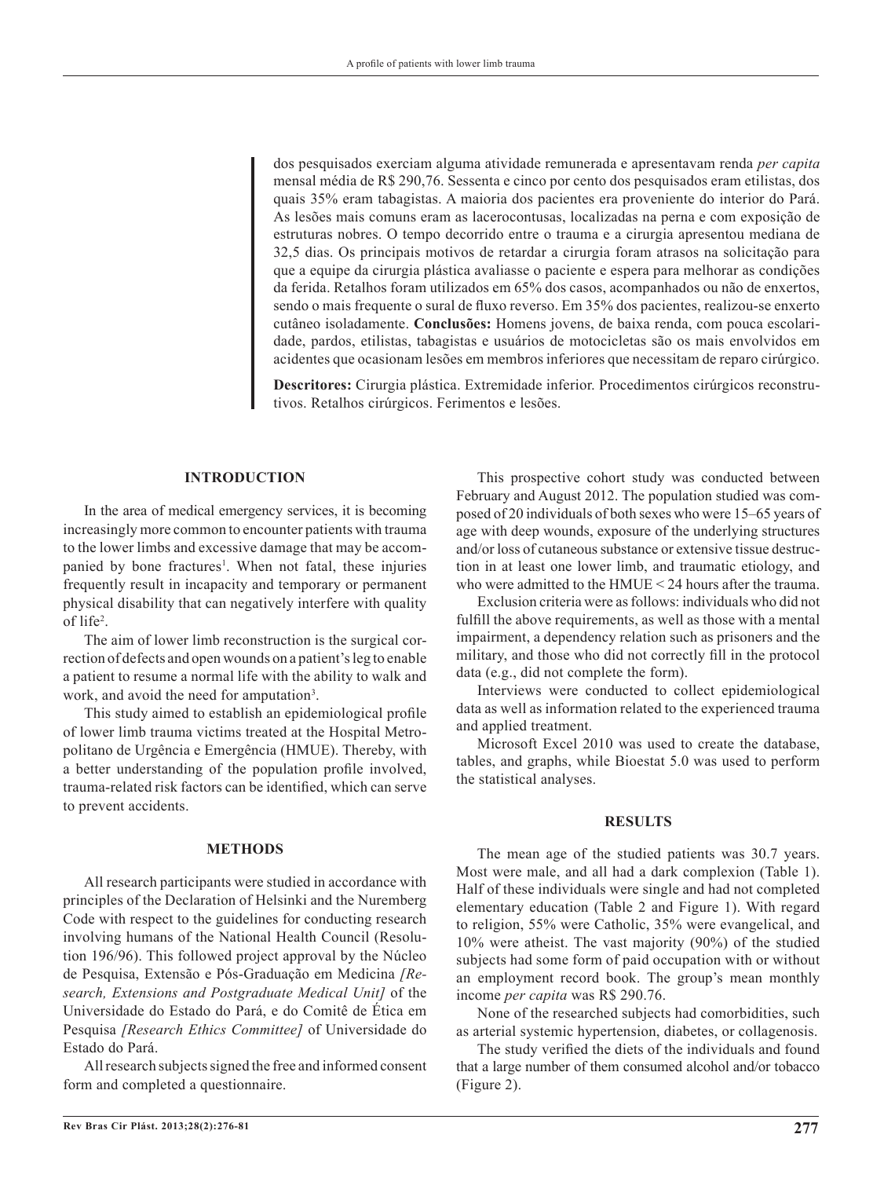dos pesquisados exerciam alguma atividade remunerada e apresentavam renda *per capita* mensal média de R$ 290,76. Sessenta e cinco por cento dos pesquisados eram etilistas, dos quais 35% eram tabagistas. A maioria dos pacientes era proveniente do interior do Pará. As lesões mais comuns eram as lacerocontusas, localizadas na perna e com exposição de estruturas nobres. O tempo decorrido entre o trauma e a cirurgia apresentou mediana de 32,5 dias. Os principais motivos de retardar a cirurgia foram atrasos na solicitação para que a equipe da cirurgia plástica avaliasse o paciente e espera para melhorar as condições da ferida. Retalhos foram utilizados em 65% dos casos, acompanhados ou não de enxertos, sendo o mais frequente o sural de fluxo reverso. Em 35% dos pacientes, realizou-se enxerto cutâneo isoladamente. **Conclusões:** Homens jovens, de baixa renda, com pouca escolaridade, pardos, etilistas, tabagistas e usuários de motocicletas são os mais envolvidos em acidentes que ocasionam lesões em membros inferiores que necessitam de reparo cirúrgico.

**Descritores:** Cirurgia plástica. Extremidade inferior. Procedimentos cirúrgicos reconstrutivos. Retalhos cirúrgicos. Ferimentos e lesões.

## INTRODUCTION

In the area of medical emergency services, it is becoming increasingly more common to encounter patients with trauma to the lower limbs and excessive damage that may be accompanied by bone fractures[1]. When not fatal, these injuries frequently result in incapacity and temporary or permanent physical disability that can negatively interfere with quality of life[2].

The aim of lower limb reconstruction is the surgical correction of defects and open wounds on a patient's leg to enable a patient to resume a normal life with the ability to walk and work, and avoid the need for amputation[3].

This study aimed to establish an epidemiological profile of lower limb trauma victims treated at the Hospital Metropolitano de Urgência e Emergência (HMUE). Thereby, with a better understanding of the population profile involved, trauma-related risk factors can be identified, which can serve to prevent accidents.

## METHODS

All research participants were studied in accordance with principles of the Declaration of Helsinki and the Nuremberg Code with respect to the guidelines for conducting research involving humans of the National Health Council (Resolution 196/96). This followed project approval by the Núcleo de Pesquisa, Extensão e Pós-Graduação em Medicina *[Research, Extensions and Postgraduate Medical Unit]* of the Universidade do Estado do Pará, e do Comitê de Ética em Pesquisa *[Research Ethics Committee]* of Universidade do Estado do Pará.

All research subjects signed the free and informed consent form and completed a questionnaire.

This prospective cohort study was conducted between February and August 2012. The population studied was composed of 20 individuals of both sexes who were 15–65 years of age with deep wounds, exposure of the underlying structures and/or loss of cutaneous substance or extensive tissue destruction in at least one lower limb, and traumatic etiology, and who were admitted to the HMUE < 24 hours after the trauma.

Exclusion criteria were as follows: individuals who did not fulfill the above requirements, as well as those with a mental impairment, a dependency relation such as prisoners and the military, and those who did not correctly fill in the protocol data (e.g., did not complete the form).

Interviews were conducted to collect epidemiological data as well as information related to the experienced trauma and applied treatment.

Microsoft Excel 2010 was used to create the database, tables, and graphs, while Bioestat 5.0 was used to perform the statistical analyses.

## RESULTS

The mean age of the studied patients was 30.7 years. Most were male, and all had a dark complexion (Table 1). Half of these individuals were single and had not completed elementary education (Table 2 and Figure 1). With regard to religion, 55% were Catholic, 35% were evangelical, and 10% were atheist. The vast majority (90%) of the studied subjects had some form of paid occupation with or without an employment record book. The group's mean monthly income *per capita* was R$ 290.76.

None of the researched subjects had comorbidities, such as arterial systemic hypertension, diabetes, or collagenosis.

The study verified the diets of the individuals and found that a large number of them consumed alcohol and/or tobacco (Figure 2).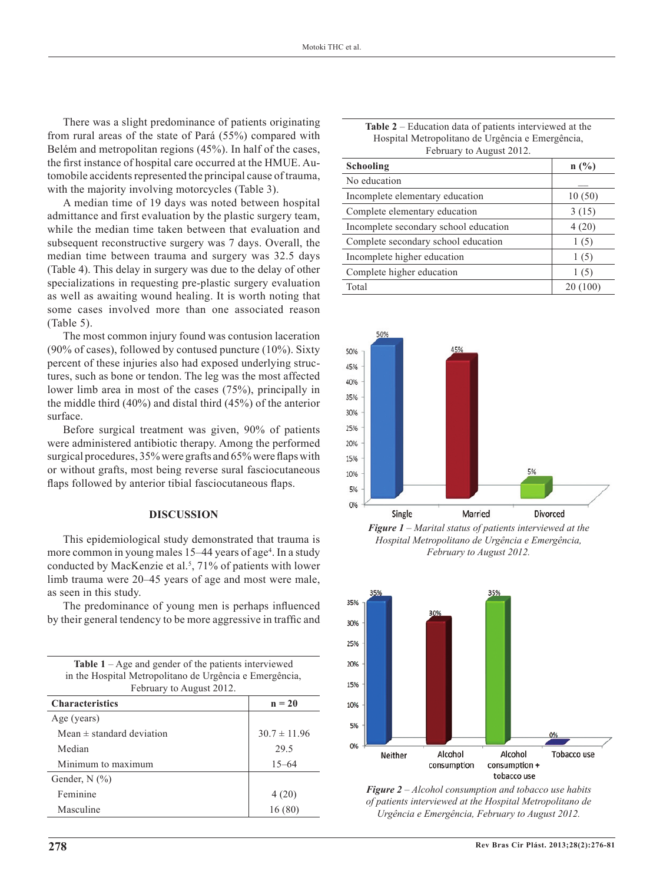There was a slight predominance of patients originating from rural areas of the state of Pará (55%) compared with Belém and metropolitan regions (45%). In half of the cases, the first instance of hospital care occurred at the HMUE. Automobile accidents represented the principal cause of trauma, with the majority involving motorcycles (Table 3).

A median time of 19 days was noted between hospital admittance and first evaluation by the plastic surgery team, while the median time taken between that evaluation and subsequent reconstructive surgery was 7 days. Overall, the median time between trauma and surgery was 32.5 days (Table 4). This delay in surgery was due to the delay of other specializations in requesting pre-plastic surgery evaluation as well as awaiting wound healing. It is worth noting that some cases involved more than one associated reason (Table 5).

The most common injury found was contusion laceration (90% of cases), followed by contused puncture (10%). Sixty percent of these injuries also had exposed underlying structures, such as bone or tendon. The leg was the most affected lower limb area in most of the cases (75%), principally in the middle third (40%) and distal third (45%) of the anterior surface.

Before surgical treatment was given, 90% of patients were administered antibiotic therapy. Among the performed surgical procedures, 35% were grafts and 65% were flaps with or without grafts, most being reverse sural fasciocutaneous flaps followed by anterior tibial fasciocutaneous flaps.

## DISCUSSION

This epidemiological study demonstrated that trauma is more common in young males 15–44 years of age[4]. In a study conducted by MacKenzie et al.[5], 71% of patients with lower limb trauma were 20–45 years of age and most were male, as seen in this study.

The predominance of young men is perhaps influenced by their general tendency to be more aggressive in traffic and

**Table 1** – Age and gender of the patients interviewed in the Hospital Metropolitano de Urgência e Emergência, February to August 2012.

| Characteristics | n = 20 |
|---|---|
| Age (years) | |
| Mean ± standard deviation | 30.7 ± 11.96 |
| Median | 29.5 |
| Minimum to maximum | 15–64 |
| Gender, N (%) | |
| Feminine | 4 (20) |
| Masculine | 16 (80) |

**Table 2** – Education data of patients interviewed at the Hospital Metropolitano de Urgência e Emergência, February to August 2012.

| Schooling | n (%) |
|---|---|
| No education | — |
| Incomplete elementary education | 10 (50) |
| Complete elementary education | 3 (15) |
| Incomplete secondary school education | 4 (20) |
| Complete secondary school education | 1 (5) |
| Incomplete higher education | 1 (5) |
| Complete higher education | 1 (5) |
| Total | 20 (100) |

*Figure 1 – Marital status of patients interviewed at the Hospital Metropolitano de Urgência e Emergência, February to August 2012.*

*Figure 2 – Alcohol consumption and tobacco use habits of patients interviewed at the Hospital Metropolitano de Urgência e Emergência, February to August 2012.*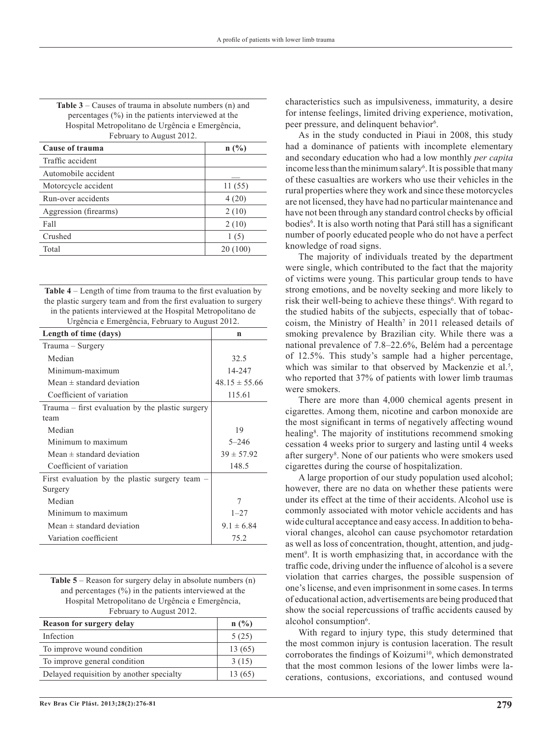**Table 3** – Causes of trauma in absolute numbers (n) and percentages (%) in the patients interviewed at the Hospital Metropolitano de Urgência e Emergência, February to August 2012.

| Cause of trauma | n (%) |
|---|---|
| Traffic accident | |
| Automobile accident | — |
| Motorcycle accident | 11 (55) |
| Run-over accidents | 4 (20) |
| Aggression (firearms) | 2 (10) |
| Fall | 2 (10) |
| Crushed | 1 (5) |
| Total | 20 (100) |

**Table 4** – Length of time from trauma to the first evaluation by the plastic surgery team and from the first evaluation to surgery in the patients interviewed at the Hospital Metropolitano de Urgência e Emergência, February to August 2012.

| Length of time (days) | n |
|---|---|
| Trauma – Surgery | |
| Median | 32.5 |
| Minimum-maximum | 14-247 |
| Mean ± standard deviation | 48.15 ± 55.66 |
| Coefficient of variation | 115.61 |
| Trauma – first evaluation by the plastic surgery team | |
| Median | 19 |
| Minimum to maximum | 5–246 |
| Mean ± standard deviation | 39 ± 57.92 |
| Coefficient of variation | 148.5 |
| First evaluation by the plastic surgery team – Surgery | |
| Median | 7 |
| Minimum to maximum | 1–27 |
| Mean ± standard deviation | 9.1 ± 6.84 |
| Variation coefficient | 75.2 |

**Table 5** – Reason for surgery delay in absolute numbers (n) and percentages (%) in the patients interviewed at the Hospital Metropolitano de Urgência e Emergência, February to August 2012.

| Reason for surgery delay | n (%) |
|---|---|
| Infection | 5 (25) |
| To improve wound condition | 13 (65) |
| To improve general condition | 3 (15) |
| Delayed requisition by another specialty | 13 (65) |

characteristics such as impulsiveness, immaturity, a desire for intense feelings, limited driving experience, motivation, peer pressure, and delinquent behavior[6].

As in the study conducted in Piaui in 2008, this study had a dominance of patients with incomplete elementary and secondary education who had a low monthly *per capita* income less than the minimum salary[6]. It is possible that many of these casualties are workers who use their vehicles in the rural properties where they work and since these motorcycles are not licensed, they have had no particular maintenance and have not been through any standard control checks by official bodies[6]. It is also worth noting that Pará still has a significant number of poorly educated people who do not have a perfect knowledge of road signs.

The majority of individuals treated by the department were single, which contributed to the fact that the majority of victims were young. This particular group tends to have strong emotions, and be novelty seeking and more likely to risk their well-being to achieve these things[6]. With regard to the studied habits of the subjects, especially that of tobaccoism, the Ministry of Health[7] in 2011 released details of smoking prevalence by Brazilian city. While there was a national prevalence of 7.8–22.6%, Belém had a percentage of 12.5%. This study's sample had a higher percentage, which was similar to that observed by Mackenzie et al.[5], who reported that 37% of patients with lower limb traumas were smokers.

There are more than 4,000 chemical agents present in cigarettes. Among them, nicotine and carbon monoxide are the most significant in terms of negatively affecting wound healing[8]. The majority of institutions recommend smoking cessation 4 weeks prior to surgery and lasting until 4 weeks after surgery[8]. None of our patients who were smokers used cigarettes during the course of hospitalization.

A large proportion of our study population used alcohol; however, there are no data on whether these patients were under its effect at the time of their accidents. Alcohol use is commonly associated with motor vehicle accidents and has wide cultural acceptance and easy access. In addition to behavioral changes, alcohol can cause psychomotor retardation as well as loss of concentration, thought, attention, and judgment[9]. It is worth emphasizing that, in accordance with the traffic code, driving under the influence of alcohol is a severe violation that carries charges, the possible suspension of one's license, and even imprisonment in some cases. In terms of educational action, advertisements are being produced that show the social repercussions of traffic accidents caused by alcohol consumption[6].

With regard to injury type, this study determined that the most common injury is contusion laceration. The result corroborates the findings of Koizumi[10], which demonstrated that the most common lesions of the lower limbs were lacerations, contusions, excoriations, and contused wound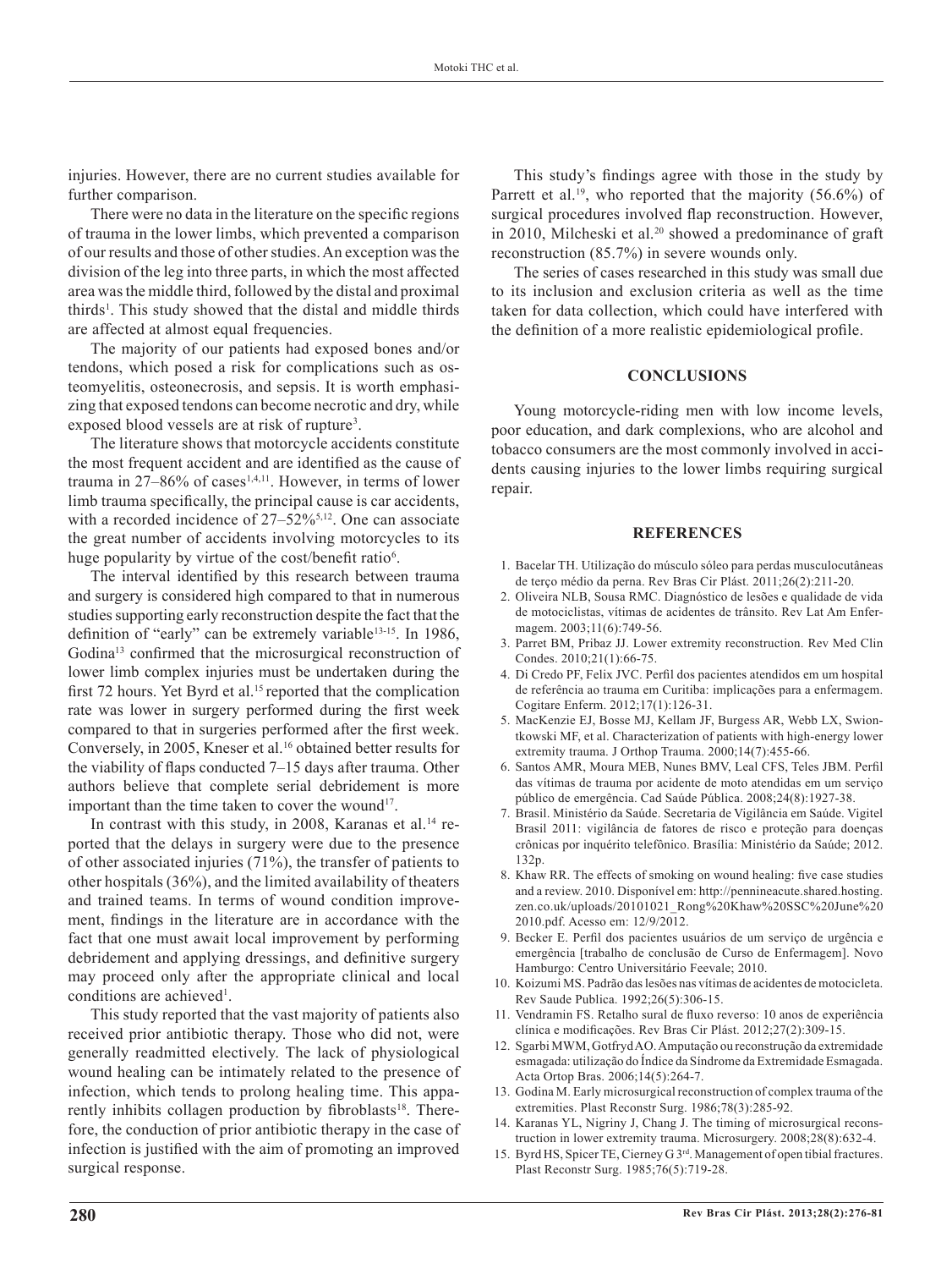injuries. However, there are no current studies available for further comparison.

There were no data in the literature on the specific regions of trauma in the lower limbs, which prevented a comparison of our results and those of other studies. An exception was the division of the leg into three parts, in which the most affected area was the middle third, followed by the distal and proximal thirds[1]. This study showed that the distal and middle thirds are affected at almost equal frequencies.

The majority of our patients had exposed bones and/or tendons, which posed a risk for complications such as osteomyelitis, osteonecrosis, and sepsis. It is worth emphasizing that exposed tendons can become necrotic and dry, while exposed blood vessels are at risk of rupture[3].

The literature shows that motorcycle accidents constitute the most frequent accident and are identified as the cause of trauma in 27–86% of cases[1,4,11]. However, in terms of lower limb trauma specifically, the principal cause is car accidents, with a recorded incidence of 27–52%[5,12]. One can associate the great number of accidents involving motorcycles to its huge popularity by virtue of the cost/benefit ratio[6].

The interval identified by this research between trauma and surgery is considered high compared to that in numerous studies supporting early reconstruction despite the fact that the definition of "early" can be extremely variable[13-15]. In 1986, Godina[13] confirmed that the microsurgical reconstruction of lower limb complex injuries must be undertaken during the first 72 hours. Yet Byrd et al.[15] reported that the complication rate was lower in surgery performed during the first week compared to that in surgeries performed after the first week. Conversely, in 2005, Kneser et al.[16] obtained better results for the viability of flaps conducted 7–15 days after trauma. Other authors believe that complete serial debridement is more important than the time taken to cover the wound[17].

In contrast with this study, in 2008, Karanas et al.[14] reported that the delays in surgery were due to the presence of other associated injuries (71%), the transfer of patients to other hospitals (36%), and the limited availability of theaters and trained teams. In terms of wound condition improvement, findings in the literature are in accordance with the fact that one must await local improvement by performing debridement and applying dressings, and definitive surgery may proceed only after the appropriate clinical and local conditions are achieved[1].

This study reported that the vast majority of patients also received prior antibiotic therapy. Those who did not, were generally readmitted electively. The lack of physiological wound healing can be intimately related to the presence of infection, which tends to prolong healing time. This apparently inhibits collagen production by fibroblasts[18]. Therefore, the conduction of prior antibiotic therapy in the case of infection is justified with the aim of promoting an improved surgical response.

This study's findings agree with those in the study by Parrett et al.[19], who reported that the majority (56.6%) of surgical procedures involved flap reconstruction. However, in 2010, Milcheski et al.[20] showed a predominance of graft reconstruction (85.7%) in severe wounds only.

The series of cases researched in this study was small due to its inclusion and exclusion criteria as well as the time taken for data collection, which could have interfered with the definition of a more realistic epidemiological profile.

## CONCLUSIONS

Young motorcycle-riding men with low income levels, poor education, and dark complexions, who are alcohol and tobacco consumers are the most commonly involved in accidents causing injuries to the lower limbs requiring surgical repair.

## REFERENCES

1. Bacelar TH. Utilização do músculo sóleo para perdas musculocutâneas de terço médio da perna. Rev Bras Cir Plást. 2011;26(2):211-20.
2. Oliveira NLB, Sousa RMC. Diagnóstico de lesões e qualidade de vida de motociclistas, vítimas de acidentes de trânsito. Rev Lat Am Enfermagem. 2003;11(6):749-56.
3. Parret BM, Pribaz JJ. Lower extremity reconstruction. Rev Med Clin Condes. 2010;21(1):66-75.
4. Di Credo PF, Felix JVC. Perfil dos pacientes atendidos em um hospital de referência ao trauma em Curitiba: implicações para a enfermagem. Cogitare Enferm. 2012;17(1):126-31.
5. MacKenzie EJ, Bosse MJ, Kellam JF, Burgess AR, Webb LX, Swiontkowski MF, et al. Characterization of patients with high-energy lower extremity trauma. J Orthop Trauma. 2000;14(7):455-66.
6. Santos AMR, Moura MEB, Nunes BMV, Leal CFS, Teles JBM. Perfil das vítimas de trauma por acidente de moto atendidas em um serviço público de emergência. Cad Saúde Pública. 2008;24(8):1927-38.
7. Brasil. Ministério da Saúde. Secretaria de Vigilância em Saúde. Vigitel Brasil 2011: vigilância de fatores de risco e proteção para doenças crônicas por inquérito telefônico. Brasília: Ministério da Saúde; 2012. 132p.
8. Khaw RR. The effects of smoking on wound healing: five case studies and a review. 2010. Disponível em: http://pennineacute.shared.hosting.zen.co.uk/uploads/20101021_Rong%20Khaw%20SSC%20June%202010.pdf. Acesso em: 12/9/2012.
9. Becker E. Perfil dos pacientes usuários de um serviço de urgência e emergência [trabalho de conclusão de Curso de Enfermagem]. Novo Hamburgo: Centro Universitário Feevale; 2010.
10. Koizumi MS. Padrão das lesões nas vítimas de acidentes de motocicleta. Rev Saude Publica. 1992;26(5):306-15.
11. Vendramin FS. Retalho sural de fluxo reverso: 10 anos de experiência clínica e modificações. Rev Bras Cir Plást. 2012;27(2):309-15.
12. Sgarbi MWM, Gotfryd AO. Amputação ou reconstrução da extremidade esmagada: utilização do Índice da Síndrome da Extremidade Esmagada. Acta Ortop Bras. 2006;14(5):264-7.
13. Godina M. Early microsurgical reconstruction of complex trauma of the extremities. Plast Reconstr Surg. 1986;78(3):285-92.
14. Karanas YL, Nigriny J, Chang J. The timing of microsurgical reconstruction in lower extremity trauma. Microsurgery. 2008;28(8):632-4.
15. Byrd HS, Spicer TE, Cierney G 3rd. Management of open tibial fractures. Plast Reconstr Surg. 1985;76(5):719-28.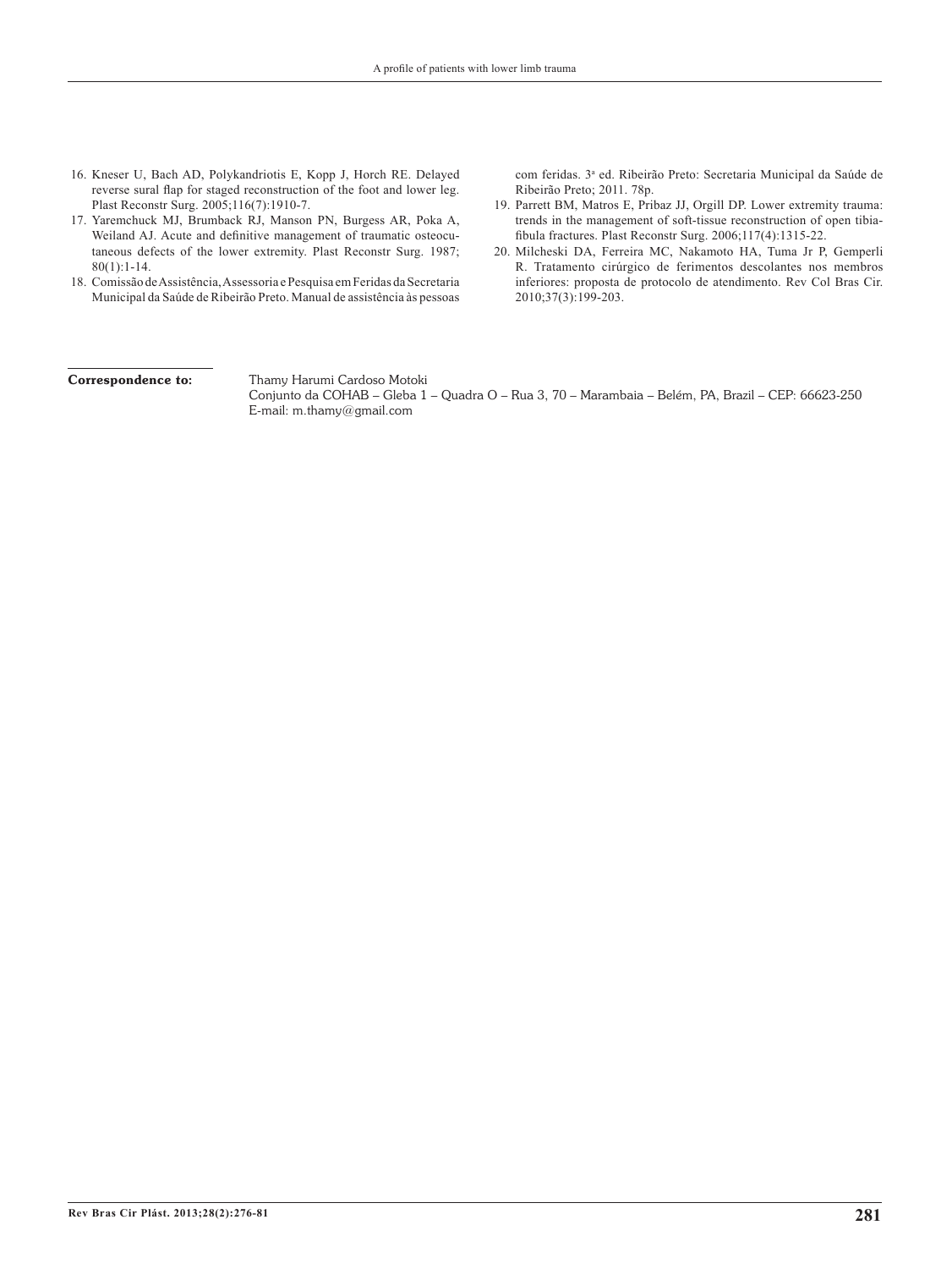16. Kneser U, Bach AD, Polykandriotis E, Kopp J, Horch RE. Delayed reverse sural flap for staged reconstruction of the foot and lower leg. Plast Reconstr Surg. 2005;116(7):1910-7.
17. Yaremchuck MJ, Brumback RJ, Manson PN, Burgess AR, Poka A, Weiland AJ. Acute and definitive management of traumatic osteocutaneous defects of the lower extremity. Plast Reconstr Surg. 1987; 80(1):1-14.
18. Comissão de Assistência, Assessoria e Pesquisa em Feridas da Secretaria Municipal da Saúde de Ribeirão Preto. Manual de assistência às pessoas com feridas. 3ª ed. Ribeirão Preto: Secretaria Municipal da Saúde de Ribeirão Preto; 2011. 78p.
19. Parrett BM, Matros E, Pribaz JJ, Orgill DP. Lower extremity trauma: trends in the management of soft-tissue reconstruction of open tibia-fibula fractures. Plast Reconstr Surg. 2006;117(4):1315-22.
20. Milcheski DA, Ferreira MC, Nakamoto HA, Tuma Jr P, Gemperli R. Tratamento cirúrgico de ferimentos descolantes nos membros inferiores: proposta de protocolo de atendimento. Rev Col Bras Cir. 2010;37(3):199-203.

**Correspondence to:** Thamy Harumi Cardoso Motoki
Conjunto da COHAB – Gleba 1 – Quadra O – Rua 3, 70 – Marambaia – Belém, PA, Brazil – CEP: 66623-250
E-mail: m.thamy@gmail.com